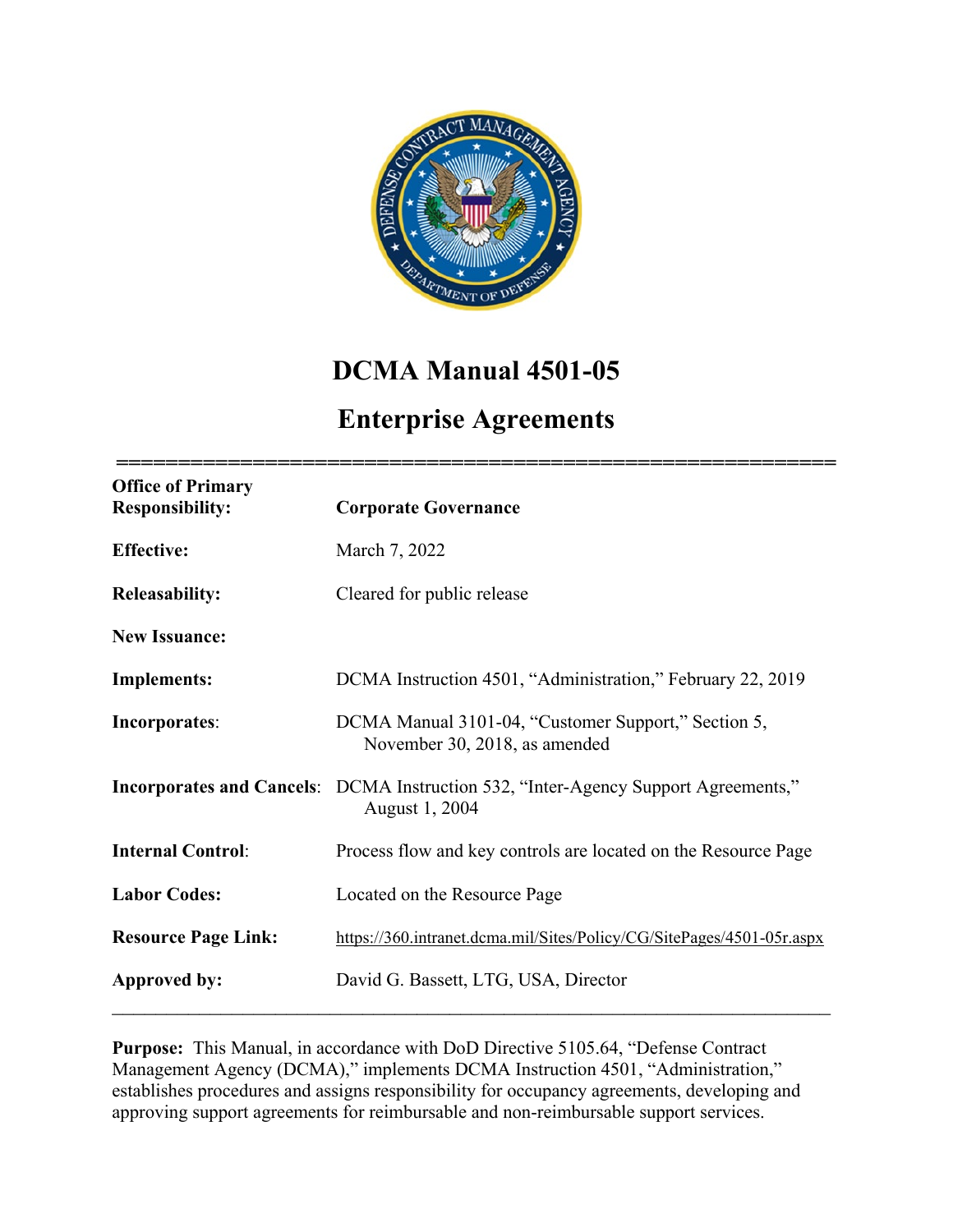# DCMA Manual 4501-05

# Enterprise Agreements

| | |
|---|---|
| **Office of Primary Responsibility:** | **Corporate Governance** |
| **Effective:** | March 7, 2022 |
| **Releasability:** | Cleared for public release |
| **New Issuance:** | |
| **Implements:** | DCMA Instruction 4501, "Administration," February 22, 2019 |
| **Incorporates:** | DCMA Manual 3101-04, "Customer Support," Section 5, November 30, 2018, as amended |
| **Incorporates and Cancels:** | DCMA Instruction 532, "Inter-Agency Support Agreements," August 1, 2004 |
| **Internal Control:** | Process flow and key controls are located on the Resource Page |
| **Labor Codes:** | Located on the Resource Page |
| **Resource Page Link:** | https://360.intranet.dcma.mil/Sites/Policy/CG/SitePages/4501-05r.aspx |
| **Approved by:** | David G. Bassett, LTG, USA, Director |

**Purpose:** This Manual, in accordance with DoD Directive 5105.64, "Defense Contract Management Agency (DCMA)," implements DCMA Instruction 4501, "Administration," establishes procedures and assigns responsibility for occupancy agreements, developing and approving support agreements for reimbursable and non-reimbursable support services.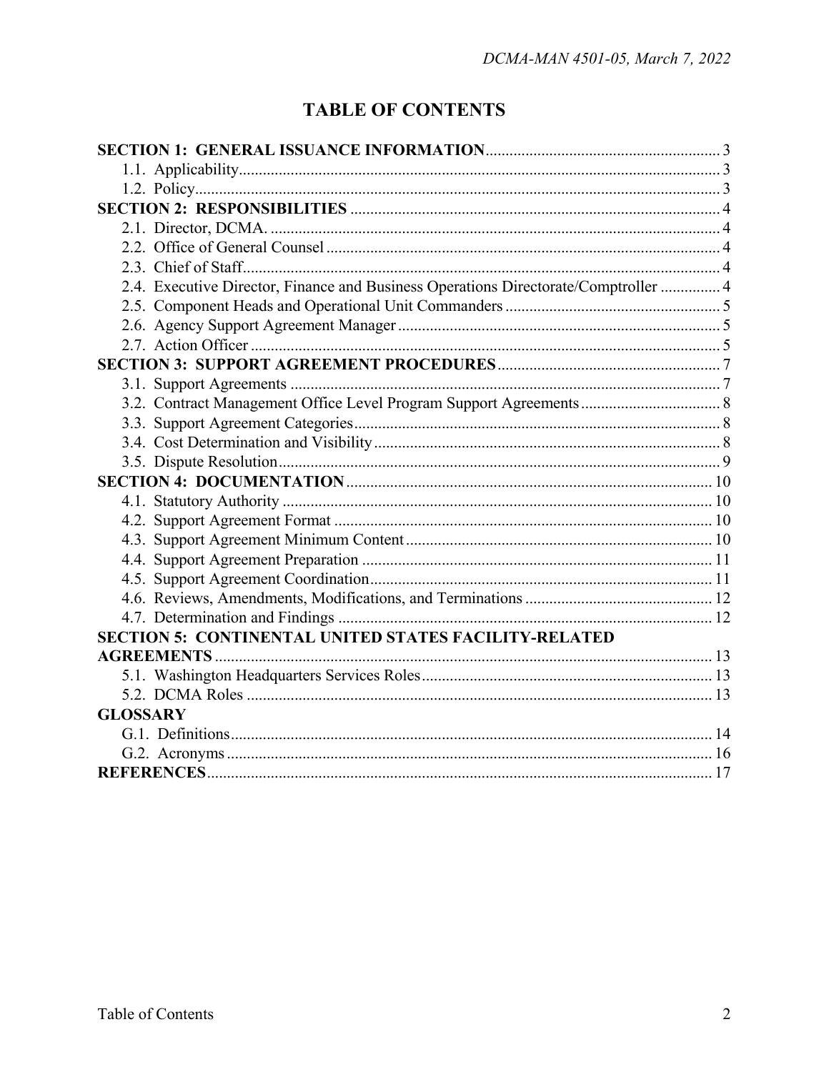# TABLE OF CONTENTS

**SECTION 1: GENERAL ISSUANCE INFORMATION** .......... 3
- 1.1. Applicability .......... 3
- 1.2. Policy .......... 3

**SECTION 2: RESPONSIBILITIES** .......... 4
- 2.1. Director, DCMA. .......... 4
- 2.2. Office of General Counsel .......... 4
- 2.3. Chief of Staff .......... 4
- 2.4. Executive Director, Finance and Business Operations Directorate/Comptroller .......... 4
- 2.5. Component Heads and Operational Unit Commanders .......... 5
- 2.6. Agency Support Agreement Manager .......... 5
- 2.7. Action Officer .......... 5

**SECTION 3: SUPPORT AGREEMENT PROCEDURES** .......... 7
- 3.1. Support Agreements .......... 7
- 3.2. Contract Management Office Level Program Support Agreements .......... 8
- 3.3. Support Agreement Categories .......... 8
- 3.4. Cost Determination and Visibility .......... 8
- 3.5. Dispute Resolution .......... 9

**SECTION 4: DOCUMENTATION** .......... 10
- 4.1. Statutory Authority .......... 10
- 4.2. Support Agreement Format .......... 10
- 4.3. Support Agreement Minimum Content .......... 10
- 4.4. Support Agreement Preparation .......... 11
- 4.5. Support Agreement Coordination .......... 11
- 4.6. Reviews, Amendments, Modifications, and Terminations .......... 12
- 4.7. Determination and Findings .......... 12

**SECTION 5: CONTINENTAL UNITED STATES FACILITY-RELATED AGREEMENTS** .......... 13
- 5.1. Washington Headquarters Services Roles .......... 13
- 5.2. DCMA Roles .......... 13

**GLOSSARY**
- G.1. Definitions .......... 14
- G.2. Acronyms .......... 16

**REFERENCES** .......... 17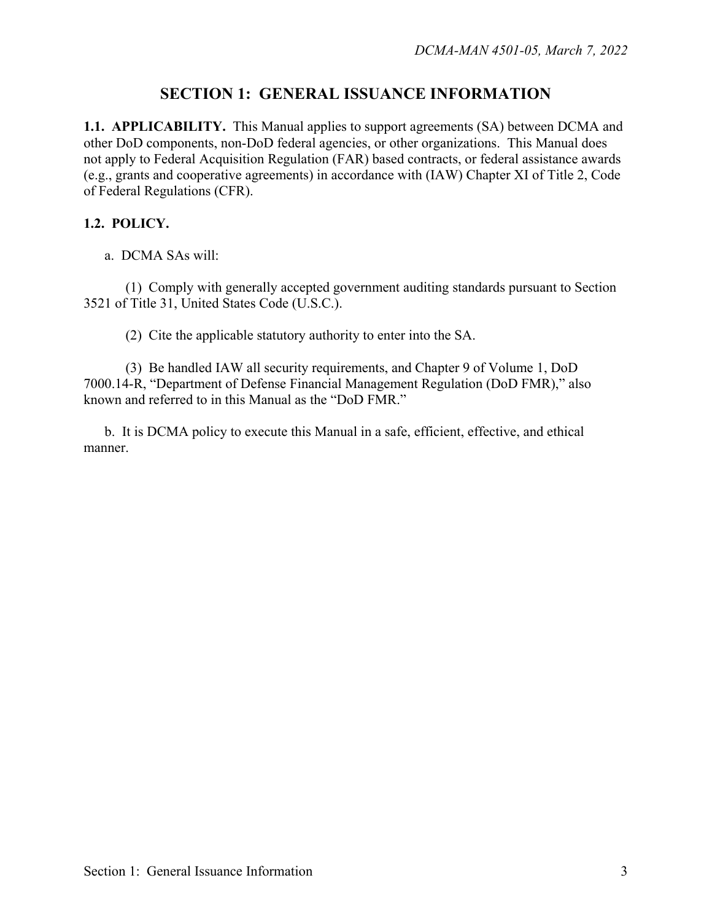## SECTION 1: GENERAL ISSUANCE INFORMATION

**1.1. APPLICABILITY.** This Manual applies to support agreements (SA) between DCMA and other DoD components, non-DoD federal agencies, or other organizations. This Manual does not apply to Federal Acquisition Regulation (FAR) based contracts, or federal assistance awards (e.g., grants and cooperative agreements) in accordance with (IAW) Chapter XI of Title 2, Code of Federal Regulations (CFR).

**1.2. POLICY.**

a. DCMA SAs will:

(1) Comply with generally accepted government auditing standards pursuant to Section 3521 of Title 31, United States Code (U.S.C.).

(2) Cite the applicable statutory authority to enter into the SA.

(3) Be handled IAW all security requirements, and Chapter 9 of Volume 1, DoD 7000.14-R, "Department of Defense Financial Management Regulation (DoD FMR)," also known and referred to in this Manual as the "DoD FMR."

b. It is DCMA policy to execute this Manual in a safe, efficient, effective, and ethical manner.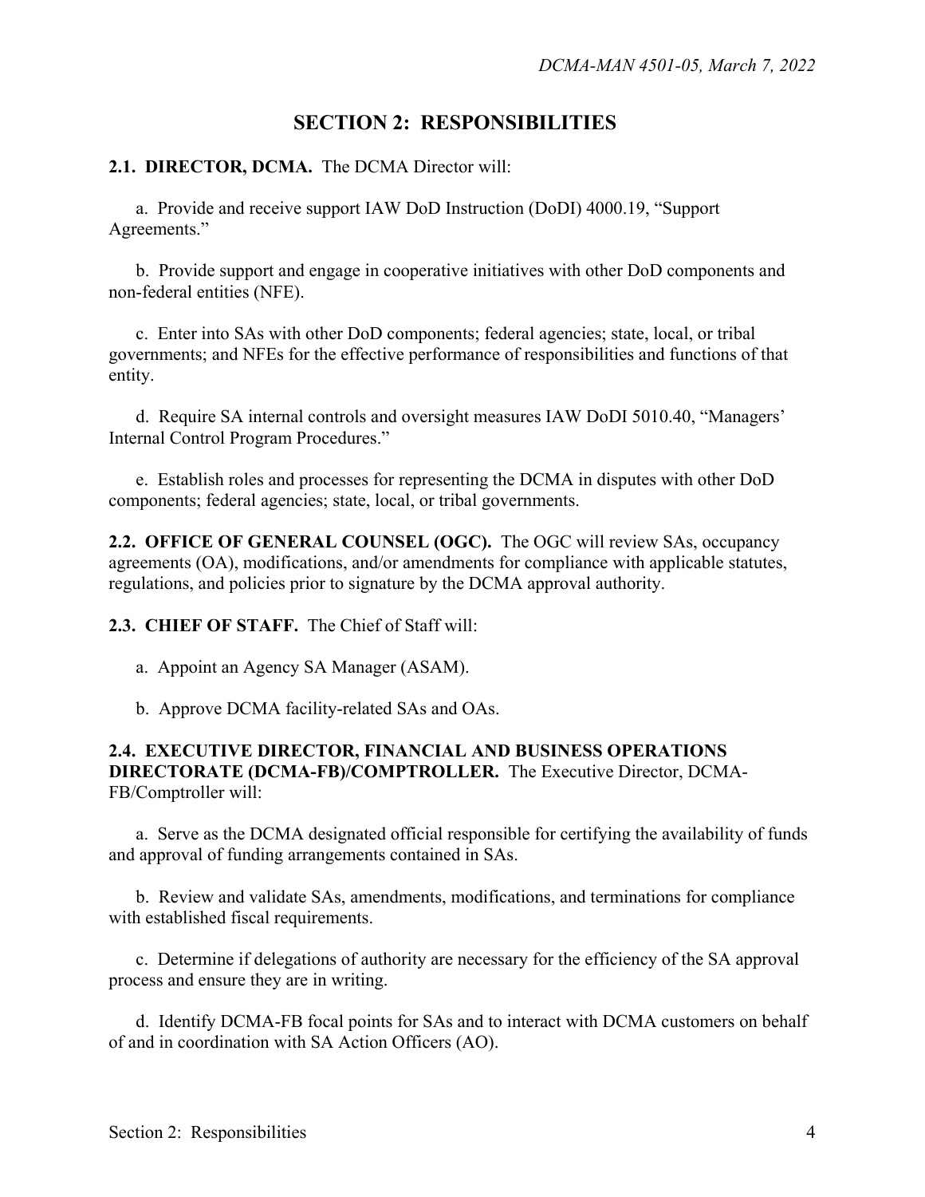## SECTION 2: RESPONSIBILITIES

**2.1. DIRECTOR, DCMA.** The DCMA Director will:

a. Provide and receive support IAW DoD Instruction (DoDI) 4000.19, "Support Agreements."

b. Provide support and engage in cooperative initiatives with other DoD components and non-federal entities (NFE).

c. Enter into SAs with other DoD components; federal agencies; state, local, or tribal governments; and NFEs for the effective performance of responsibilities and functions of that entity.

d. Require SA internal controls and oversight measures IAW DoDI 5010.40, "Managers' Internal Control Program Procedures."

e. Establish roles and processes for representing the DCMA in disputes with other DoD components; federal agencies; state, local, or tribal governments.

**2.2. OFFICE OF GENERAL COUNSEL (OGC).** The OGC will review SAs, occupancy agreements (OA), modifications, and/or amendments for compliance with applicable statutes, regulations, and policies prior to signature by the DCMA approval authority.

**2.3. CHIEF OF STAFF.** The Chief of Staff will:

a. Appoint an Agency SA Manager (ASAM).

b. Approve DCMA facility-related SAs and OAs.

**2.4. EXECUTIVE DIRECTOR, FINANCIAL AND BUSINESS OPERATIONS DIRECTORATE (DCMA-FB)/COMPTROLLER.** The Executive Director, DCMA-FB/Comptroller will:

a. Serve as the DCMA designated official responsible for certifying the availability of funds and approval of funding arrangements contained in SAs.

b. Review and validate SAs, amendments, modifications, and terminations for compliance with established fiscal requirements.

c. Determine if delegations of authority are necessary for the efficiency of the SA approval process and ensure they are in writing.

d. Identify DCMA-FB focal points for SAs and to interact with DCMA customers on behalf of and in coordination with SA Action Officers (AO).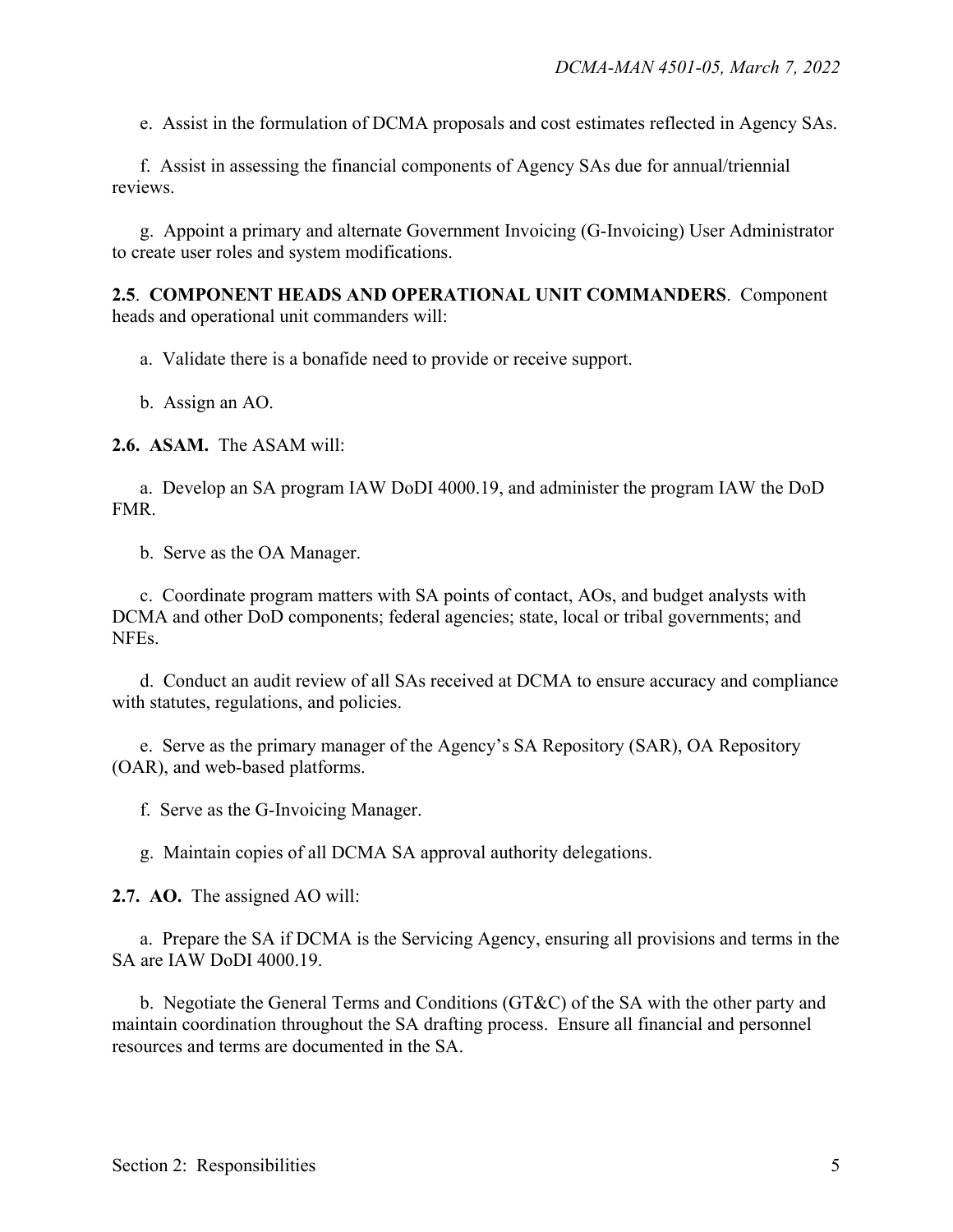e. Assist in the formulation of DCMA proposals and cost estimates reflected in Agency SAs.

f. Assist in assessing the financial components of Agency SAs due for annual/triennial reviews.

g. Appoint a primary and alternate Government Invoicing (G-Invoicing) User Administrator to create user roles and system modifications.

**2.5**. **COMPONENT HEADS AND OPERATIONAL UNIT COMMANDERS**. Component heads and operational unit commanders will:

a. Validate there is a bonafide need to provide or receive support.

b. Assign an AO.

**2.6. ASAM.** The ASAM will:

a. Develop an SA program IAW DoDI 4000.19, and administer the program IAW the DoD FMR.

b. Serve as the OA Manager.

c. Coordinate program matters with SA points of contact, AOs, and budget analysts with DCMA and other DoD components; federal agencies; state, local or tribal governments; and NFEs.

d. Conduct an audit review of all SAs received at DCMA to ensure accuracy and compliance with statutes, regulations, and policies.

e. Serve as the primary manager of the Agency's SA Repository (SAR), OA Repository (OAR), and web-based platforms.

f. Serve as the G-Invoicing Manager.

g. Maintain copies of all DCMA SA approval authority delegations.

**2.7. AO.** The assigned AO will:

a. Prepare the SA if DCMA is the Servicing Agency, ensuring all provisions and terms in the SA are IAW DoDI 4000.19.

b. Negotiate the General Terms and Conditions (GT&C) of the SA with the other party and maintain coordination throughout the SA drafting process. Ensure all financial and personnel resources and terms are documented in the SA.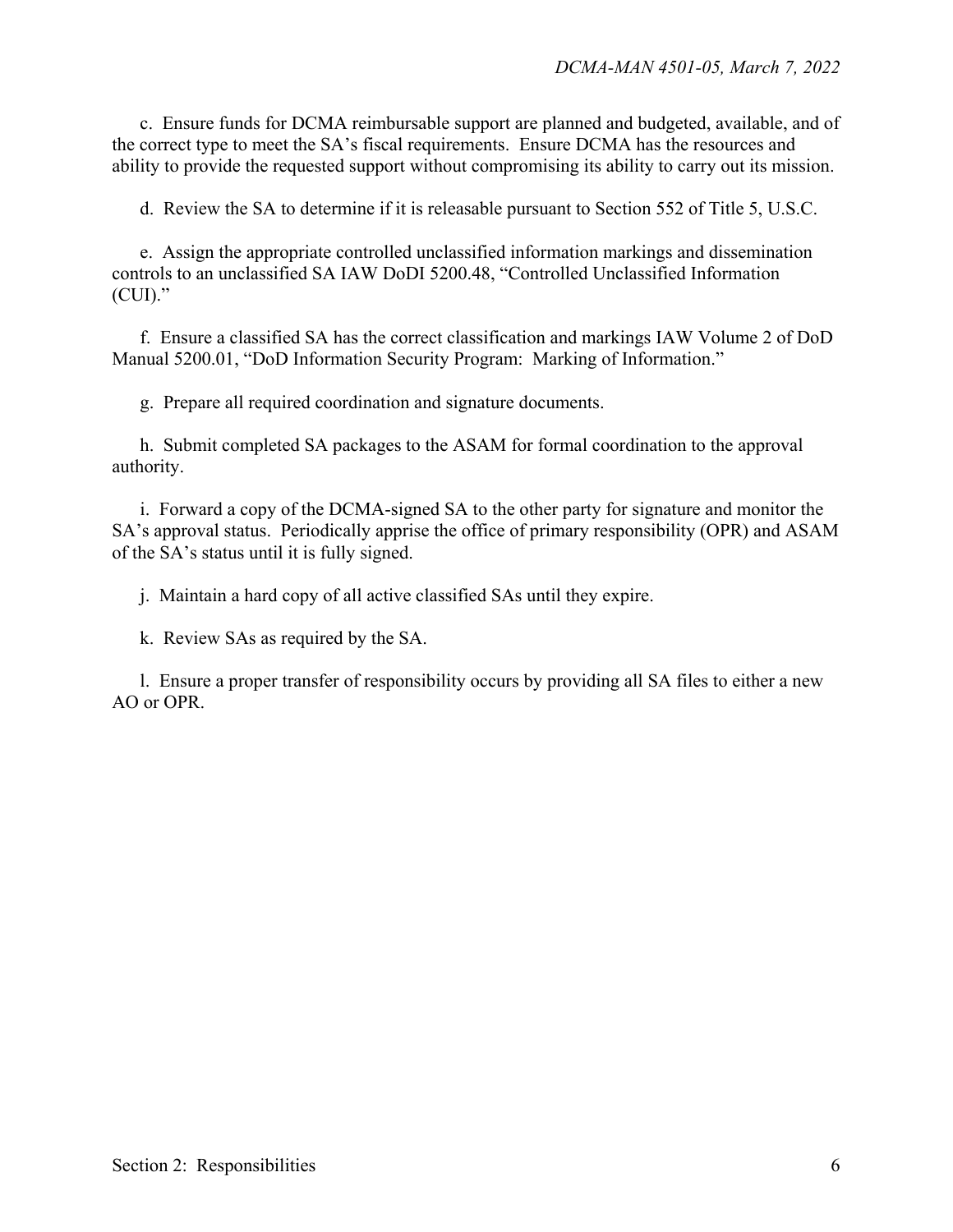c. Ensure funds for DCMA reimbursable support are planned and budgeted, available, and of the correct type to meet the SA's fiscal requirements. Ensure DCMA has the resources and ability to provide the requested support without compromising its ability to carry out its mission.

d. Review the SA to determine if it is releasable pursuant to Section 552 of Title 5, U.S.C.

e. Assign the appropriate controlled unclassified information markings and dissemination controls to an unclassified SA IAW DoDI 5200.48, "Controlled Unclassified Information (CUI)."

f. Ensure a classified SA has the correct classification and markings IAW Volume 2 of DoD Manual 5200.01, "DoD Information Security Program: Marking of Information."

g. Prepare all required coordination and signature documents.

h. Submit completed SA packages to the ASAM for formal coordination to the approval authority.

i. Forward a copy of the DCMA-signed SA to the other party for signature and monitor the SA's approval status. Periodically apprise the office of primary responsibility (OPR) and ASAM of the SA's status until it is fully signed.

j. Maintain a hard copy of all active classified SAs until they expire.

k. Review SAs as required by the SA.

l. Ensure a proper transfer of responsibility occurs by providing all SA files to either a new AO or OPR.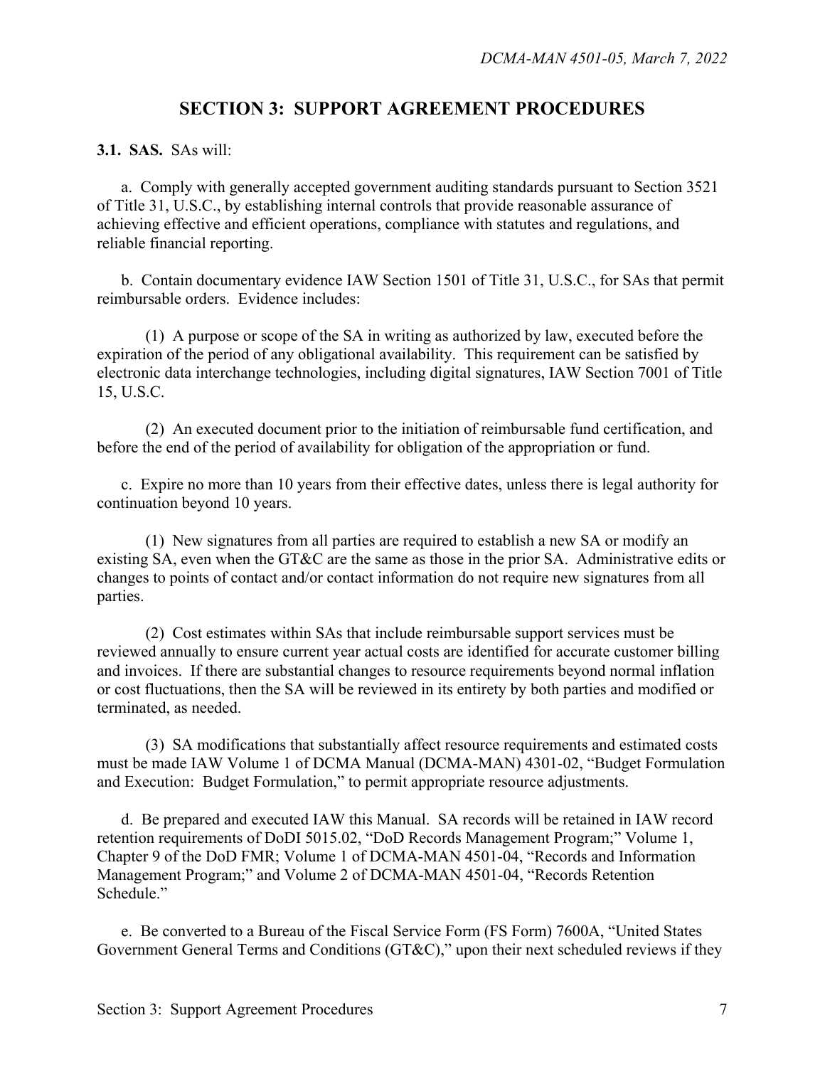# SECTION 3: SUPPORT AGREEMENT PROCEDURES

**3.1. SAS.** SAs will:

a. Comply with generally accepted government auditing standards pursuant to Section 3521 of Title 31, U.S.C., by establishing internal controls that provide reasonable assurance of achieving effective and efficient operations, compliance with statutes and regulations, and reliable financial reporting.

b. Contain documentary evidence IAW Section 1501 of Title 31, U.S.C., for SAs that permit reimbursable orders. Evidence includes:

(1) A purpose or scope of the SA in writing as authorized by law, executed before the expiration of the period of any obligational availability. This requirement can be satisfied by electronic data interchange technologies, including digital signatures, IAW Section 7001 of Title 15, U.S.C.

(2) An executed document prior to the initiation of reimbursable fund certification, and before the end of the period of availability for obligation of the appropriation or fund.

c. Expire no more than 10 years from their effective dates, unless there is legal authority for continuation beyond 10 years.

(1) New signatures from all parties are required to establish a new SA or modify an existing SA, even when the GT&C are the same as those in the prior SA. Administrative edits or changes to points of contact and/or contact information do not require new signatures from all parties.

(2) Cost estimates within SAs that include reimbursable support services must be reviewed annually to ensure current year actual costs are identified for accurate customer billing and invoices. If there are substantial changes to resource requirements beyond normal inflation or cost fluctuations, then the SA will be reviewed in its entirety by both parties and modified or terminated, as needed.

(3) SA modifications that substantially affect resource requirements and estimated costs must be made IAW Volume 1 of DCMA Manual (DCMA-MAN) 4301-02, "Budget Formulation and Execution: Budget Formulation," to permit appropriate resource adjustments.

d. Be prepared and executed IAW this Manual. SA records will be retained in IAW record retention requirements of DoDI 5015.02, "DoD Records Management Program;" Volume 1, Chapter 9 of the DoD FMR; Volume 1 of DCMA-MAN 4501-04, "Records and Information Management Program;" and Volume 2 of DCMA-MAN 4501-04, "Records Retention Schedule."

e. Be converted to a Bureau of the Fiscal Service Form (FS Form) 7600A, "United States Government General Terms and Conditions (GT&C)," upon their next scheduled reviews if they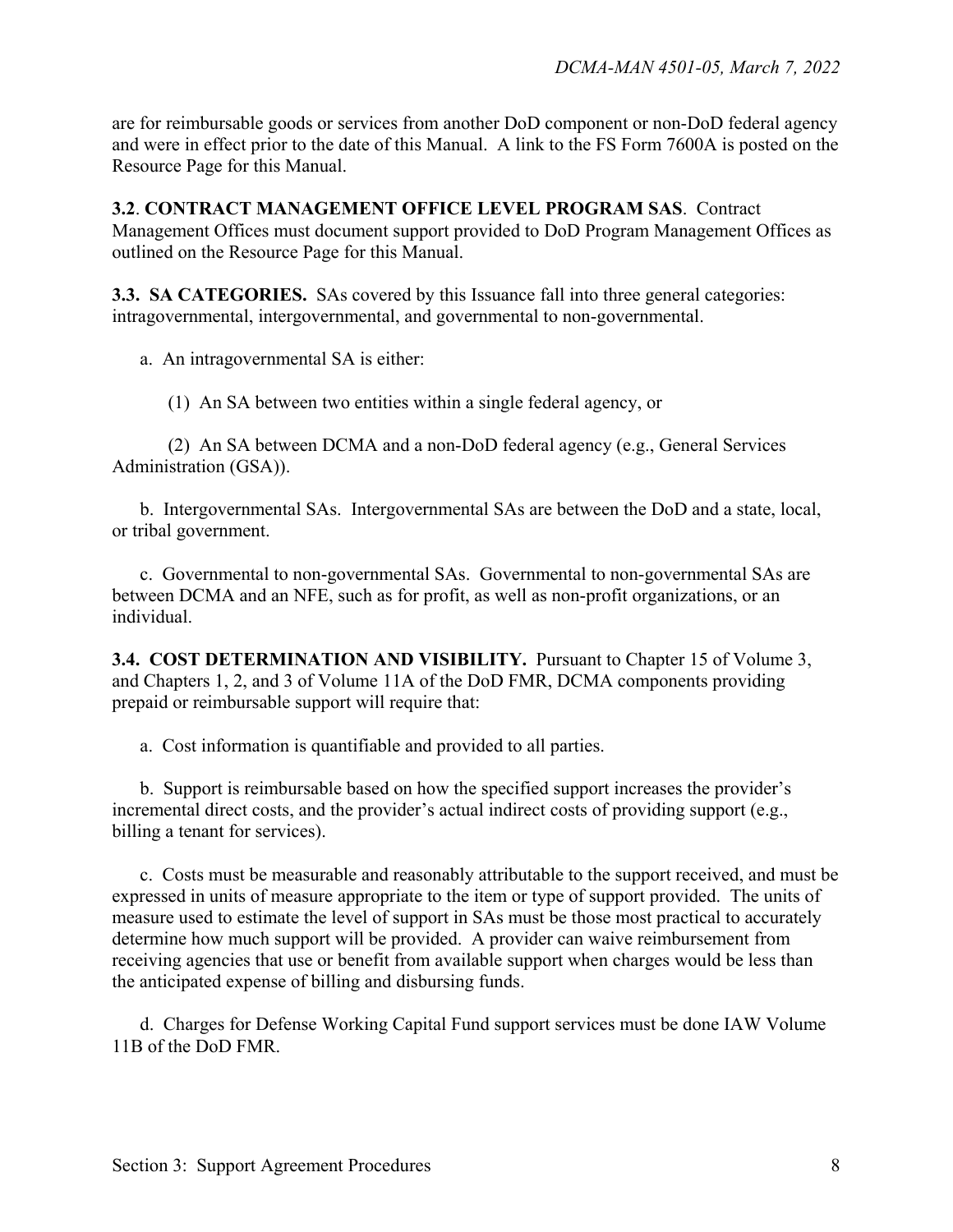are for reimbursable goods or services from another DoD component or non-DoD federal agency and were in effect prior to the date of this Manual. A link to the FS Form 7600A is posted on the Resource Page for this Manual.

**3.2**. **CONTRACT MANAGEMENT OFFICE LEVEL PROGRAM SAS**. Contract Management Offices must document support provided to DoD Program Management Offices as outlined on the Resource Page for this Manual.

**3.3. SA CATEGORIES.** SAs covered by this Issuance fall into three general categories: intragovernmental, intergovernmental, and governmental to non-governmental.

a. An intragovernmental SA is either:

(1) An SA between two entities within a single federal agency, or

(2) An SA between DCMA and a non-DoD federal agency (e.g., General Services Administration (GSA)).

b. Intergovernmental SAs. Intergovernmental SAs are between the DoD and a state, local, or tribal government.

c. Governmental to non-governmental SAs. Governmental to non-governmental SAs are between DCMA and an NFE, such as for profit, as well as non-profit organizations, or an individual.

**3.4. COST DETERMINATION AND VISIBILITY.** Pursuant to Chapter 15 of Volume 3, and Chapters 1, 2, and 3 of Volume 11A of the DoD FMR, DCMA components providing prepaid or reimbursable support will require that:

a. Cost information is quantifiable and provided to all parties.

b. Support is reimbursable based on how the specified support increases the provider's incremental direct costs, and the provider's actual indirect costs of providing support (e.g., billing a tenant for services).

c. Costs must be measurable and reasonably attributable to the support received, and must be expressed in units of measure appropriate to the item or type of support provided. The units of measure used to estimate the level of support in SAs must be those most practical to accurately determine how much support will be provided. A provider can waive reimbursement from receiving agencies that use or benefit from available support when charges would be less than the anticipated expense of billing and disbursing funds.

d. Charges for Defense Working Capital Fund support services must be done IAW Volume 11B of the DoD FMR.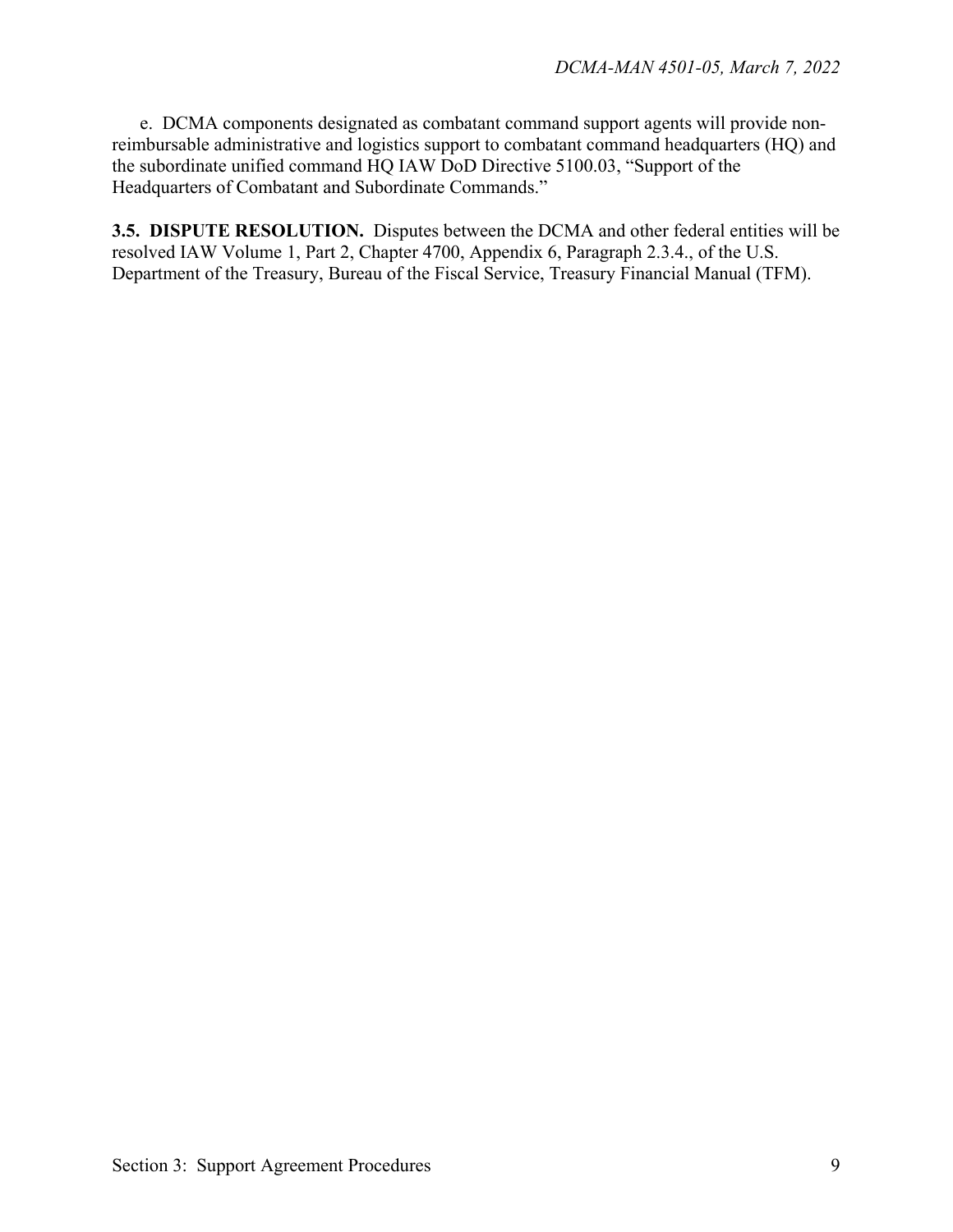e. DCMA components designated as combatant command support agents will provide non-reimbursable administrative and logistics support to combatant command headquarters (HQ) and the subordinate unified command HQ IAW DoD Directive 5100.03, "Support of the Headquarters of Combatant and Subordinate Commands."

**3.5. DISPUTE RESOLUTION.** Disputes between the DCMA and other federal entities will be resolved IAW Volume 1, Part 2, Chapter 4700, Appendix 6, Paragraph 2.3.4., of the U.S. Department of the Treasury, Bureau of the Fiscal Service, Treasury Financial Manual (TFM).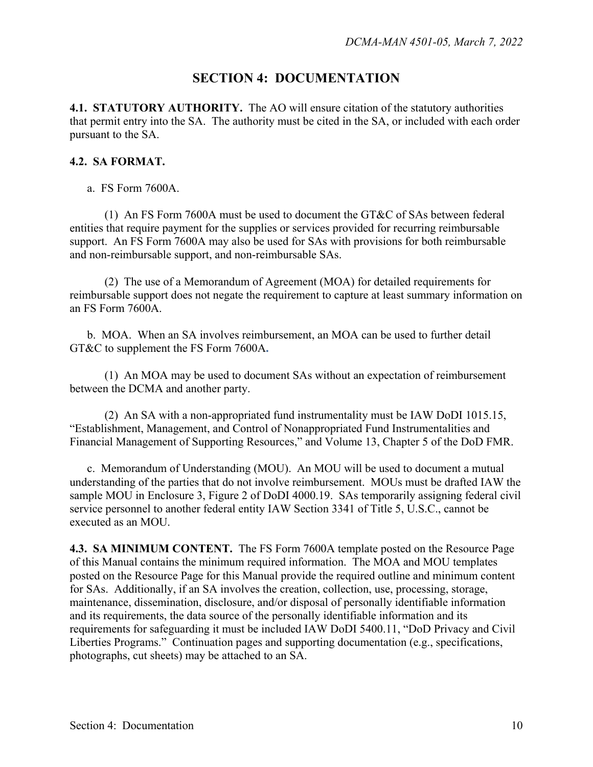## SECTION 4: DOCUMENTATION

**4.1. STATUTORY AUTHORITY.** The AO will ensure citation of the statutory authorities that permit entry into the SA. The authority must be cited in the SA, or included with each order pursuant to the SA.

**4.2. SA FORMAT.**

a. FS Form 7600A.

(1) An FS Form 7600A must be used to document the GT&C of SAs between federal entities that require payment for the supplies or services provided for recurring reimbursable support. An FS Form 7600A may also be used for SAs with provisions for both reimbursable and non-reimbursable support, and non-reimbursable SAs.

(2) The use of a Memorandum of Agreement (MOA) for detailed requirements for reimbursable support does not negate the requirement to capture at least summary information on an FS Form 7600A.

b. MOA. When an SA involves reimbursement, an MOA can be used to further detail GT&C to supplement the FS Form 7600A.

(1) An MOA may be used to document SAs without an expectation of reimbursement between the DCMA and another party.

(2) An SA with a non-appropriated fund instrumentality must be IAW DoDI 1015.15, "Establishment, Management, and Control of Nonappropriated Fund Instrumentalities and Financial Management of Supporting Resources," and Volume 13, Chapter 5 of the DoD FMR.

c. Memorandum of Understanding (MOU). An MOU will be used to document a mutual understanding of the parties that do not involve reimbursement. MOUs must be drafted IAW the sample MOU in Enclosure 3, Figure 2 of DoDI 4000.19. SAs temporarily assigning federal civil service personnel to another federal entity IAW Section 3341 of Title 5, U.S.C., cannot be executed as an MOU.

**4.3. SA MINIMUM CONTENT.** The FS Form 7600A template posted on the Resource Page of this Manual contains the minimum required information. The MOA and MOU templates posted on the Resource Page for this Manual provide the required outline and minimum content for SAs. Additionally, if an SA involves the creation, collection, use, processing, storage, maintenance, dissemination, disclosure, and/or disposal of personally identifiable information and its requirements, the data source of the personally identifiable information and its requirements for safeguarding it must be included IAW DoDI 5400.11, "DoD Privacy and Civil Liberties Programs." Continuation pages and supporting documentation (e.g., specifications, photographs, cut sheets) may be attached to an SA.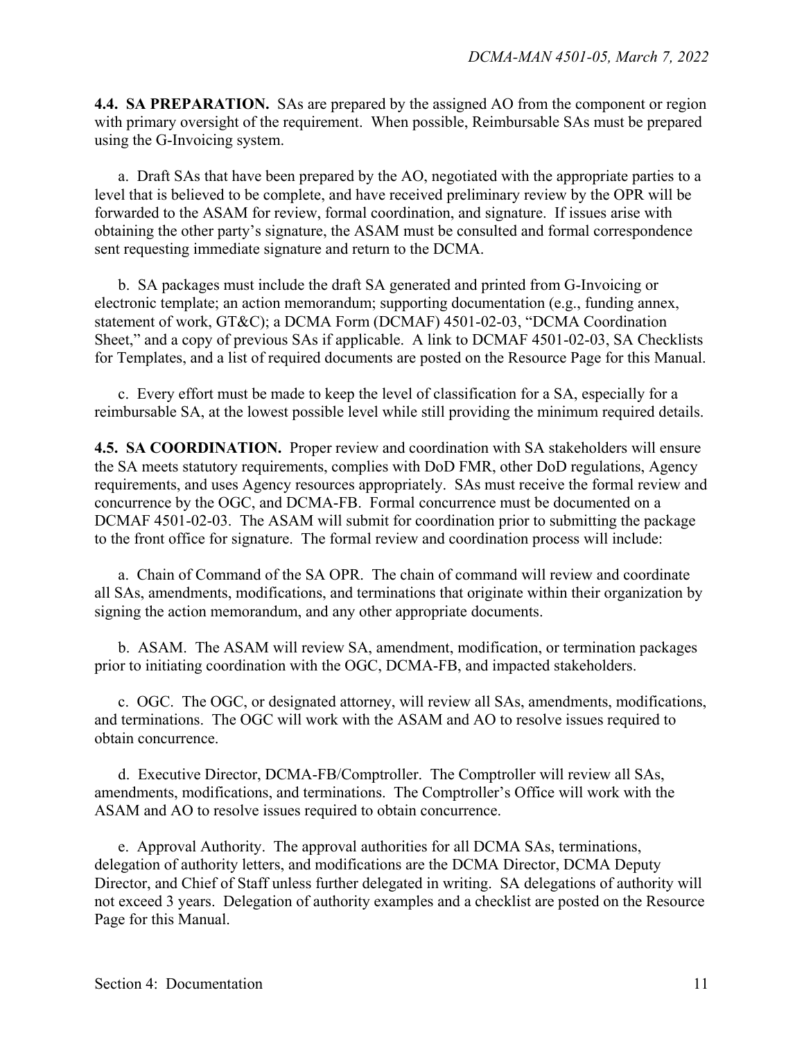**4.4. SA PREPARATION.** SAs are prepared by the assigned AO from the component or region with primary oversight of the requirement. When possible, Reimbursable SAs must be prepared using the G-Invoicing system.

a. Draft SAs that have been prepared by the AO, negotiated with the appropriate parties to a level that is believed to be complete, and have received preliminary review by the OPR will be forwarded to the ASAM for review, formal coordination, and signature. If issues arise with obtaining the other party's signature, the ASAM must be consulted and formal correspondence sent requesting immediate signature and return to the DCMA.

b. SA packages must include the draft SA generated and printed from G-Invoicing or electronic template; an action memorandum; supporting documentation (e.g., funding annex, statement of work, GT&C); a DCMA Form (DCMAF) 4501-02-03, "DCMA Coordination Sheet," and a copy of previous SAs if applicable. A link to DCMAF 4501-02-03, SA Checklists for Templates, and a list of required documents are posted on the Resource Page for this Manual.

c. Every effort must be made to keep the level of classification for a SA, especially for a reimbursable SA, at the lowest possible level while still providing the minimum required details.

**4.5. SA COORDINATION.** Proper review and coordination with SA stakeholders will ensure the SA meets statutory requirements, complies with DoD FMR, other DoD regulations, Agency requirements, and uses Agency resources appropriately. SAs must receive the formal review and concurrence by the OGC, and DCMA-FB. Formal concurrence must be documented on a DCMAF 4501-02-03. The ASAM will submit for coordination prior to submitting the package to the front office for signature. The formal review and coordination process will include:

a. Chain of Command of the SA OPR. The chain of command will review and coordinate all SAs, amendments, modifications, and terminations that originate within their organization by signing the action memorandum, and any other appropriate documents.

b. ASAM. The ASAM will review SA, amendment, modification, or termination packages prior to initiating coordination with the OGC, DCMA-FB, and impacted stakeholders.

c. OGC. The OGC, or designated attorney, will review all SAs, amendments, modifications, and terminations. The OGC will work with the ASAM and AO to resolve issues required to obtain concurrence.

d. Executive Director, DCMA-FB/Comptroller. The Comptroller will review all SAs, amendments, modifications, and terminations. The Comptroller's Office will work with the ASAM and AO to resolve issues required to obtain concurrence.

e. Approval Authority. The approval authorities for all DCMA SAs, terminations, delegation of authority letters, and modifications are the DCMA Director, DCMA Deputy Director, and Chief of Staff unless further delegated in writing. SA delegations of authority will not exceed 3 years. Delegation of authority examples and a checklist are posted on the Resource Page for this Manual.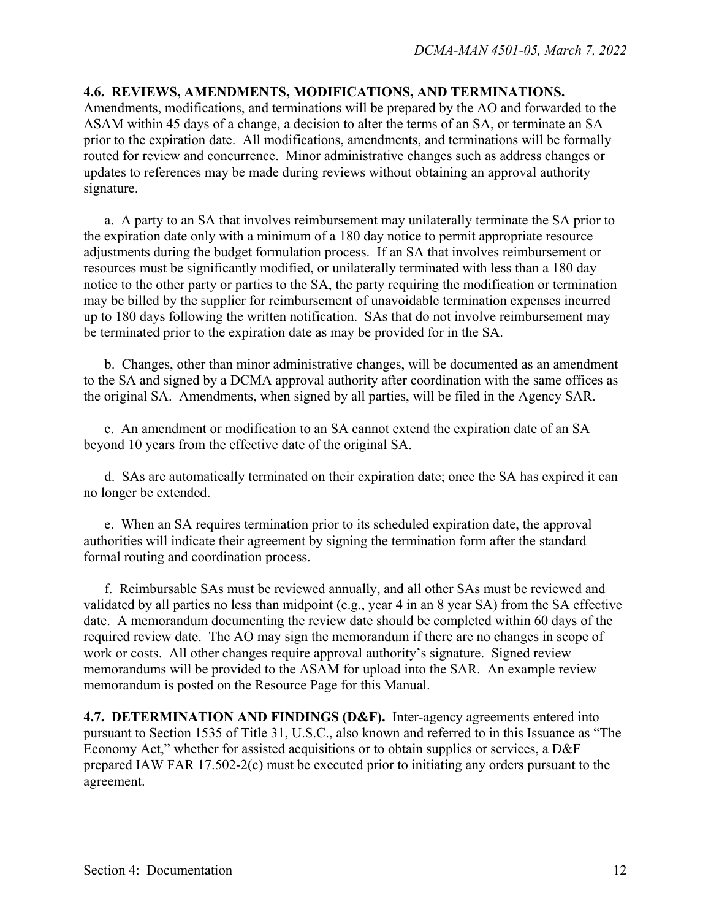**4.6. REVIEWS, AMENDMENTS, MODIFICATIONS, AND TERMINATIONS.** Amendments, modifications, and terminations will be prepared by the AO and forwarded to the ASAM within 45 days of a change, a decision to alter the terms of an SA, or terminate an SA prior to the expiration date. All modifications, amendments, and terminations will be formally routed for review and concurrence. Minor administrative changes such as address changes or updates to references may be made during reviews without obtaining an approval authority signature.

a. A party to an SA that involves reimbursement may unilaterally terminate the SA prior to the expiration date only with a minimum of a 180 day notice to permit appropriate resource adjustments during the budget formulation process. If an SA that involves reimbursement or resources must be significantly modified, or unilaterally terminated with less than a 180 day notice to the other party or parties to the SA, the party requiring the modification or termination may be billed by the supplier for reimbursement of unavoidable termination expenses incurred up to 180 days following the written notification. SAs that do not involve reimbursement may be terminated prior to the expiration date as may be provided for in the SA.

b. Changes, other than minor administrative changes, will be documented as an amendment to the SA and signed by a DCMA approval authority after coordination with the same offices as the original SA. Amendments, when signed by all parties, will be filed in the Agency SAR.

c. An amendment or modification to an SA cannot extend the expiration date of an SA beyond 10 years from the effective date of the original SA.

d. SAs are automatically terminated on their expiration date; once the SA has expired it can no longer be extended.

e. When an SA requires termination prior to its scheduled expiration date, the approval authorities will indicate their agreement by signing the termination form after the standard formal routing and coordination process.

f. Reimbursable SAs must be reviewed annually, and all other SAs must be reviewed and validated by all parties no less than midpoint (e.g., year 4 in an 8 year SA) from the SA effective date. A memorandum documenting the review date should be completed within 60 days of the required review date. The AO may sign the memorandum if there are no changes in scope of work or costs. All other changes require approval authority's signature. Signed review memorandums will be provided to the ASAM for upload into the SAR. An example review memorandum is posted on the Resource Page for this Manual.

**4.7. DETERMINATION AND FINDINGS (D&F).** Inter-agency agreements entered into pursuant to Section 1535 of Title 31, U.S.C., also known and referred to in this Issuance as "The Economy Act," whether for assisted acquisitions or to obtain supplies or services, a D&F prepared IAW FAR 17.502-2(c) must be executed prior to initiating any orders pursuant to the agreement.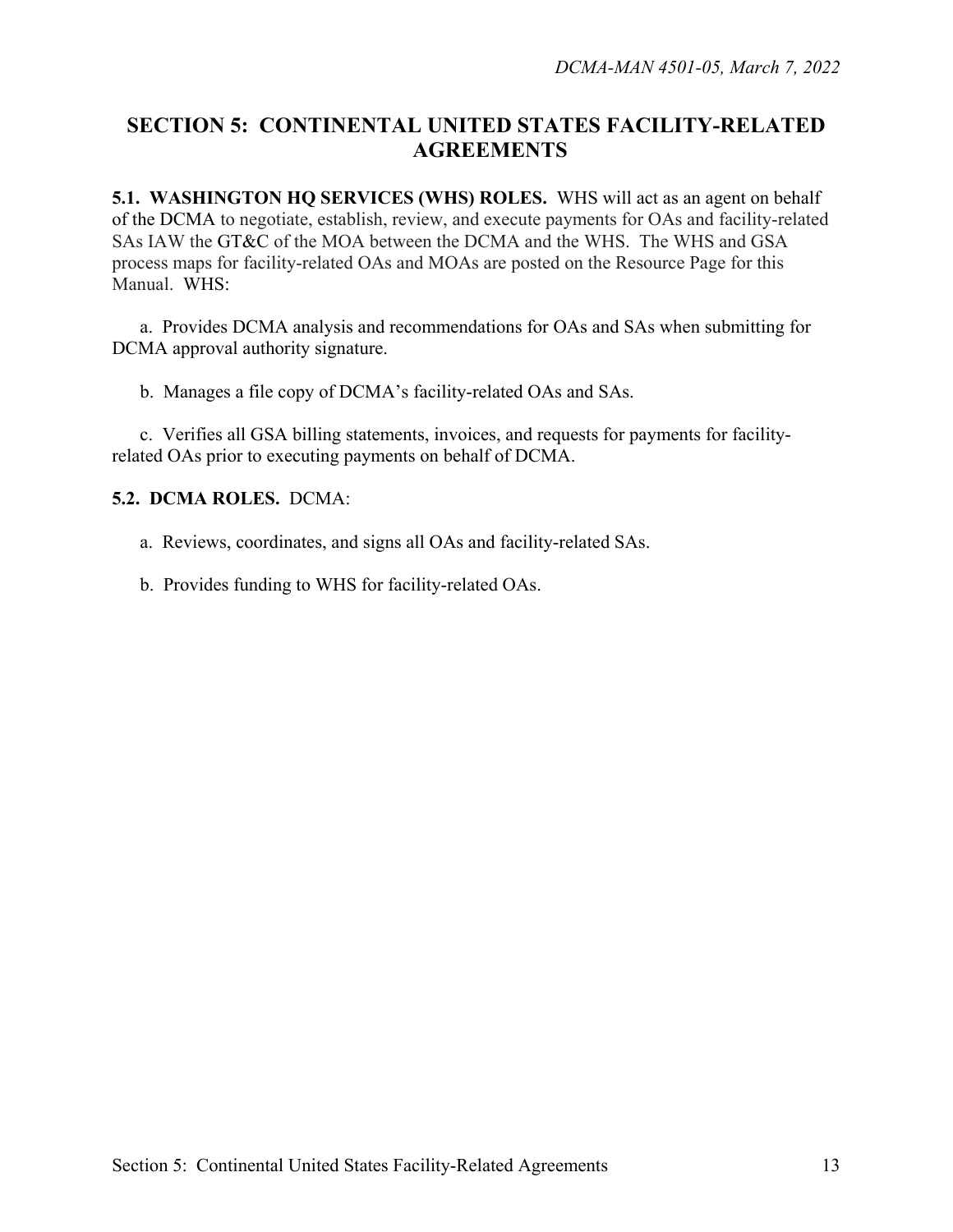## SECTION 5: CONTINENTAL UNITED STATES FACILITY-RELATED AGREEMENTS

**5.1. WASHINGTON HQ SERVICES (WHS) ROLES.** WHS will act as an agent on behalf of the DCMA to negotiate, establish, review, and execute payments for OAs and facility-related SAs IAW the GT&C of the MOA between the DCMA and the WHS. The WHS and GSA process maps for facility-related OAs and MOAs are posted on the Resource Page for this Manual. WHS:

a. Provides DCMA analysis and recommendations for OAs and SAs when submitting for DCMA approval authority signature.

b. Manages a file copy of DCMA's facility-related OAs and SAs.

c. Verifies all GSA billing statements, invoices, and requests for payments for facility-related OAs prior to executing payments on behalf of DCMA.

**5.2. DCMA ROLES.** DCMA:

a. Reviews, coordinates, and signs all OAs and facility-related SAs.

b. Provides funding to WHS for facility-related OAs.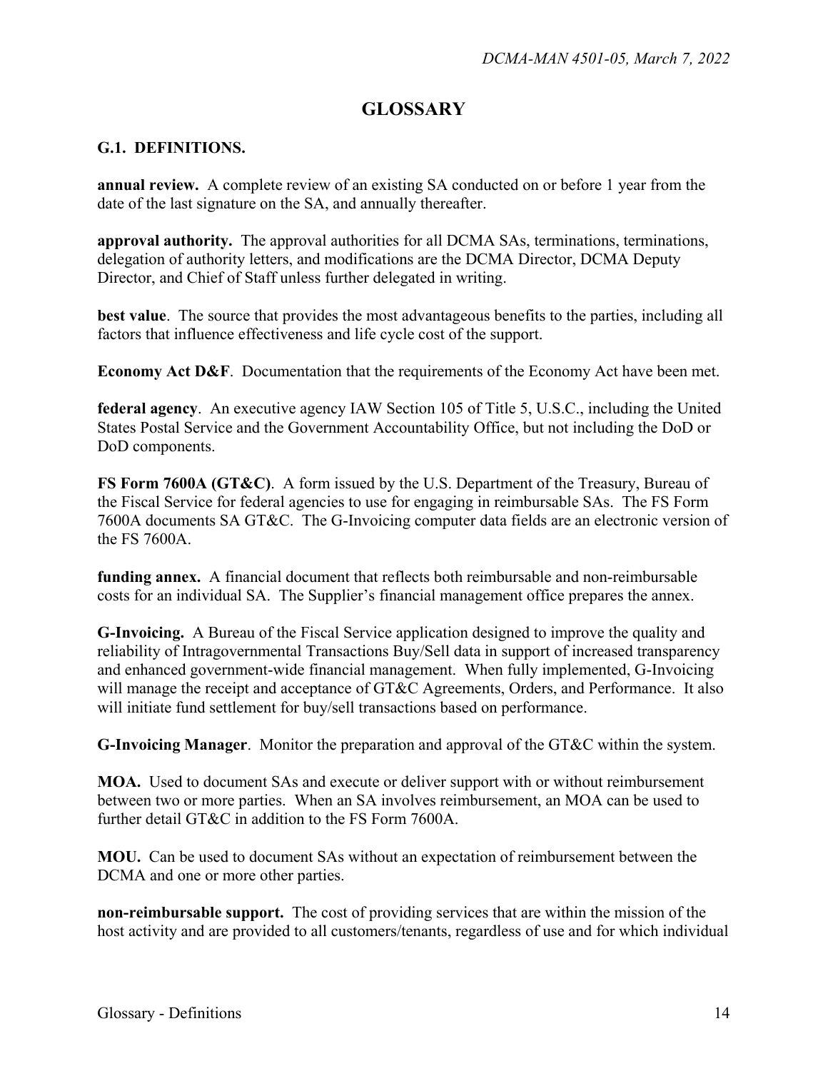# GLOSSARY

## G.1. DEFINITIONS.

**annual review.** A complete review of an existing SA conducted on or before 1 year from the date of the last signature on the SA, and annually thereafter.

**approval authority.** The approval authorities for all DCMA SAs, terminations, terminations, delegation of authority letters, and modifications are the DCMA Director, DCMA Deputy Director, and Chief of Staff unless further delegated in writing.

**best value**. The source that provides the most advantageous benefits to the parties, including all factors that influence effectiveness and life cycle cost of the support.

**Economy Act D&F**. Documentation that the requirements of the Economy Act have been met.

**federal agency**. An executive agency IAW Section 105 of Title 5, U.S.C., including the United States Postal Service and the Government Accountability Office, but not including the DoD or DoD components.

**FS Form 7600A (GT&C)**. A form issued by the U.S. Department of the Treasury, Bureau of the Fiscal Service for federal agencies to use for engaging in reimbursable SAs. The FS Form 7600A documents SA GT&C. The G-Invoicing computer data fields are an electronic version of the FS 7600A.

**funding annex.** A financial document that reflects both reimbursable and non-reimbursable costs for an individual SA. The Supplier's financial management office prepares the annex.

**G-Invoicing.** A Bureau of the Fiscal Service application designed to improve the quality and reliability of Intragovernmental Transactions Buy/Sell data in support of increased transparency and enhanced government-wide financial management. When fully implemented, G-Invoicing will manage the receipt and acceptance of GT&C Agreements, Orders, and Performance. It also will initiate fund settlement for buy/sell transactions based on performance.

**G-Invoicing Manager**. Monitor the preparation and approval of the GT&C within the system.

**MOA.** Used to document SAs and execute or deliver support with or without reimbursement between two or more parties. When an SA involves reimbursement, an MOA can be used to further detail GT&C in addition to the FS Form 7600A.

**MOU.** Can be used to document SAs without an expectation of reimbursement between the DCMA and one or more other parties.

**non-reimbursable support.** The cost of providing services that are within the mission of the host activity and are provided to all customers/tenants, regardless of use and for which individual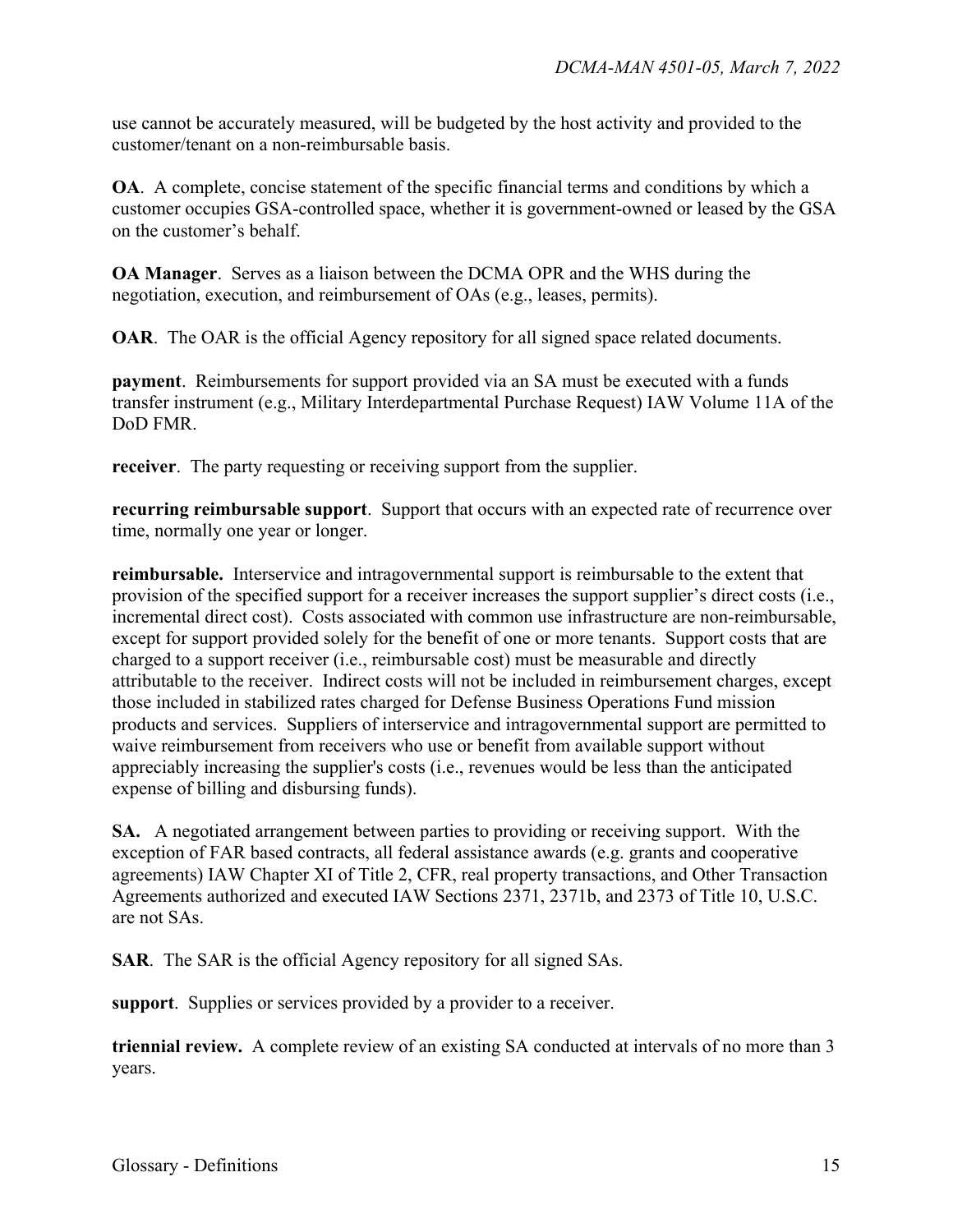use cannot be accurately measured, will be budgeted by the host activity and provided to the customer/tenant on a non-reimbursable basis.

**OA**. A complete, concise statement of the specific financial terms and conditions by which a customer occupies GSA-controlled space, whether it is government-owned or leased by the GSA on the customer's behalf.

**OA Manager**. Serves as a liaison between the DCMA OPR and the WHS during the negotiation, execution, and reimbursement of OAs (e.g., leases, permits).

**OAR**. The OAR is the official Agency repository for all signed space related documents.

**payment**. Reimbursements for support provided via an SA must be executed with a funds transfer instrument (e.g., Military Interdepartmental Purchase Request) IAW Volume 11A of the DoD FMR.

**receiver**. The party requesting or receiving support from the supplier.

**recurring reimbursable support**. Support that occurs with an expected rate of recurrence over time, normally one year or longer.

**reimbursable.** Interservice and intragovernmental support is reimbursable to the extent that provision of the specified support for a receiver increases the support supplier's direct costs (i.e., incremental direct cost). Costs associated with common use infrastructure are non-reimbursable, except for support provided solely for the benefit of one or more tenants. Support costs that are charged to a support receiver (i.e., reimbursable cost) must be measurable and directly attributable to the receiver. Indirect costs will not be included in reimbursement charges, except those included in stabilized rates charged for Defense Business Operations Fund mission products and services. Suppliers of interservice and intragovernmental support are permitted to waive reimbursement from receivers who use or benefit from available support without appreciably increasing the supplier's costs (i.e., revenues would be less than the anticipated expense of billing and disbursing funds).

**SA.** A negotiated arrangement between parties to providing or receiving support. With the exception of FAR based contracts, all federal assistance awards (e.g. grants and cooperative agreements) IAW Chapter XI of Title 2, CFR, real property transactions, and Other Transaction Agreements authorized and executed IAW Sections 2371, 2371b, and 2373 of Title 10, U.S.C. are not SAs.

**SAR**. The SAR is the official Agency repository for all signed SAs.

**support**. Supplies or services provided by a provider to a receiver.

**triennial review.** A complete review of an existing SA conducted at intervals of no more than 3 years.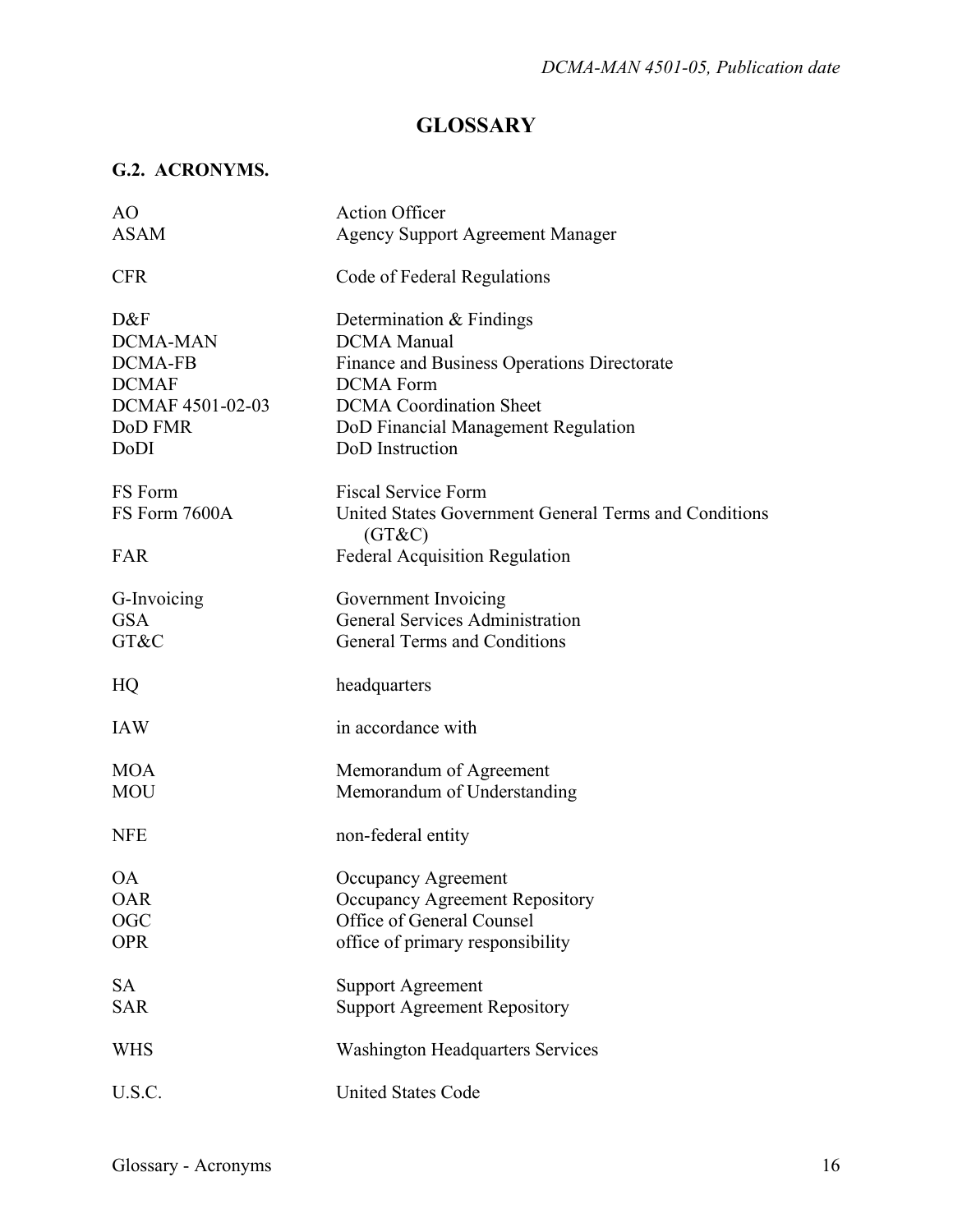# GLOSSARY

## G.2. ACRONYMS.

| | |
|---|---|
| AO | Action Officer |
| ASAM | Agency Support Agreement Manager |
| CFR | Code of Federal Regulations |
| D&F | Determination & Findings |
| DCMA-MAN | DCMA Manual |
| DCMA-FB | Finance and Business Operations Directorate |
| DCMAF | DCMA Form |
| DCMAF 4501-02-03 | DCMA Coordination Sheet |
| DoD FMR | DoD Financial Management Regulation |
| DoDI | DoD Instruction |
| FS Form | Fiscal Service Form |
| FS Form 7600A | United States Government General Terms and Conditions (GT&C) |
| FAR | Federal Acquisition Regulation |
| G-Invoicing | Government Invoicing |
| GSA | General Services Administration |
| GT&C | General Terms and Conditions |
| HQ | headquarters |
| IAW | in accordance with |
| MOA | Memorandum of Agreement |
| MOU | Memorandum of Understanding |
| NFE | non-federal entity |
| OA | Occupancy Agreement |
| OAR | Occupancy Agreement Repository |
| OGC | Office of General Counsel |
| OPR | office of primary responsibility |
| SA | Support Agreement |
| SAR | Support Agreement Repository |
| WHS | Washington Headquarters Services |
| U.S.C. | United States Code |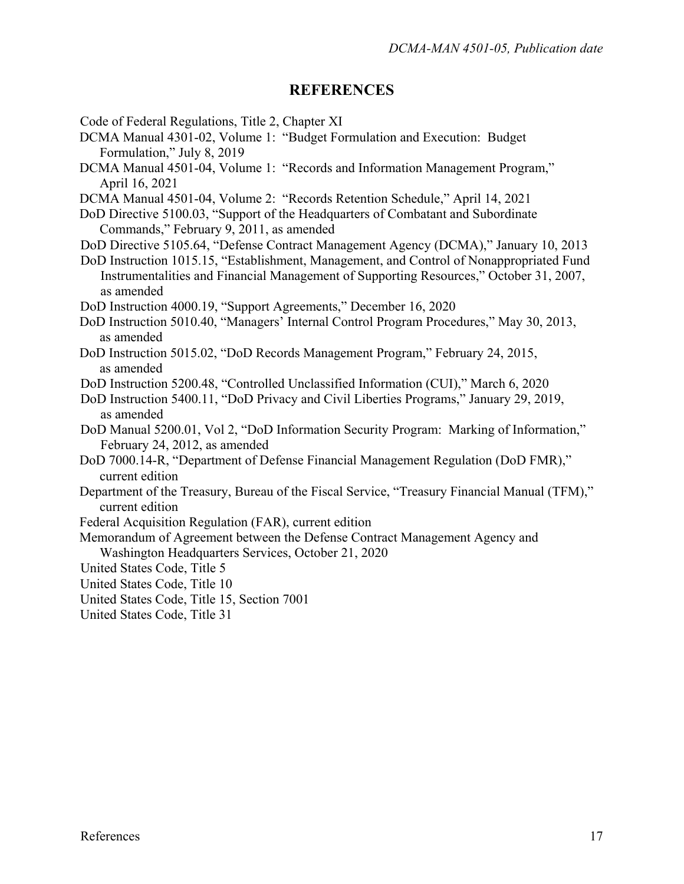# REFERENCES

Code of Federal Regulations, Title 2, Chapter XI

DCMA Manual 4301-02, Volume 1: "Budget Formulation and Execution: Budget Formulation," July 8, 2019

DCMA Manual 4501-04, Volume 1: "Records and Information Management Program," April 16, 2021

DCMA Manual 4501-04, Volume 2: "Records Retention Schedule," April 14, 2021

DoD Directive 5100.03, "Support of the Headquarters of Combatant and Subordinate Commands," February 9, 2011, as amended

DoD Directive 5105.64, "Defense Contract Management Agency (DCMA)," January 10, 2013

DoD Instruction 1015.15, "Establishment, Management, and Control of Nonappropriated Fund Instrumentalities and Financial Management of Supporting Resources," October 31, 2007, as amended

DoD Instruction 4000.19, "Support Agreements," December 16, 2020

DoD Instruction 5010.40, "Managers' Internal Control Program Procedures," May 30, 2013, as amended

DoD Instruction 5015.02, "DoD Records Management Program," February 24, 2015, as amended

DoD Instruction 5200.48, "Controlled Unclassified Information (CUI)," March 6, 2020

DoD Instruction 5400.11, "DoD Privacy and Civil Liberties Programs," January 29, 2019, as amended

DoD Manual 5200.01, Vol 2, "DoD Information Security Program: Marking of Information," February 24, 2012, as amended

DoD 7000.14-R, "Department of Defense Financial Management Regulation (DoD FMR)," current edition

Department of the Treasury, Bureau of the Fiscal Service, "Treasury Financial Manual (TFM)," current edition

Federal Acquisition Regulation (FAR), current edition

Memorandum of Agreement between the Defense Contract Management Agency and Washington Headquarters Services, October 21, 2020

United States Code, Title 5

United States Code, Title 10

United States Code, Title 15, Section 7001

United States Code, Title 31